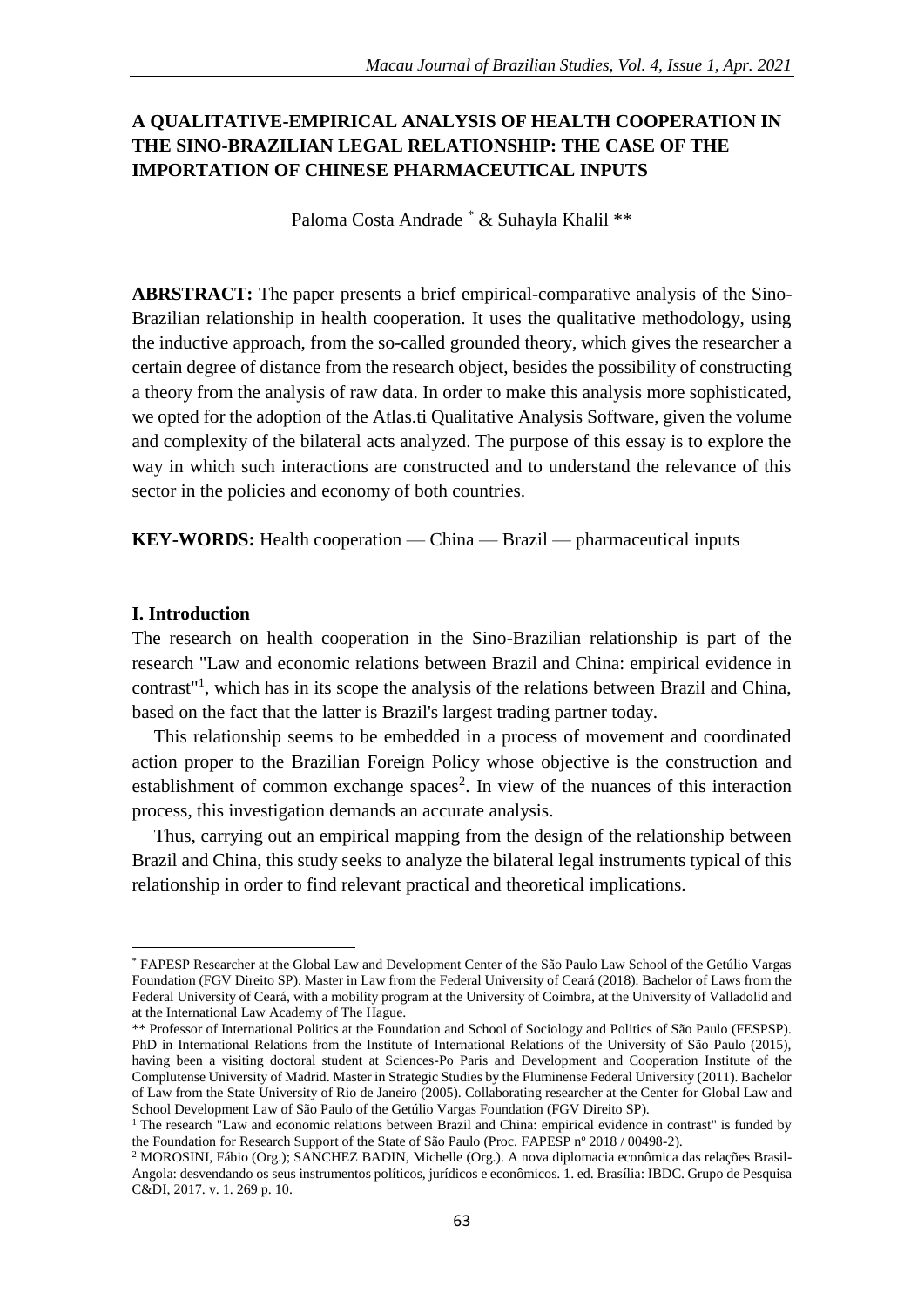# A QUALITATIVE-EMPIRICAL ANALYSIS OF HEALTH COOPERATION IN THE SINO-BRAZILIAN LEGAL RELATIONSHIP: THE CASE OF THE IMPORTATION OF CHINESE PHARMACEUTICAL INPUTS

Paloma Costa Andrade * & Suhayla Khalil **

**ABRSTRACT:** The paper presents a brief empirical-comparative analysis of the Sino-Brazilian relationship in health cooperation. It uses the qualitative methodology, using the inductive approach, from the so-called grounded theory, which gives the researcher a certain degree of distance from the research object, besides the possibility of constructing a theory from the analysis of raw data. In order to make this analysis more sophisticated, we opted for the adoption of the Atlas.ti Qualitative Analysis Software, given the volume and complexity of the bilateral acts analyzed. The purpose of this essay is to explore the way in which such interactions are constructed and to understand the relevance of this sector in the policies and economy of both countries.

**KEY-WORDS:** Health cooperation — China — Brazil — pharmaceutical inputs

## I. Introduction

The research on health cooperation in the Sino-Brazilian relationship is part of the research "Law and economic relations between Brazil and China: empirical evidence in contrast"[1], which has in its scope the analysis of the relations between Brazil and China, based on the fact that the latter is Brazil's largest trading partner today.

This relationship seems to be embedded in a process of movement and coordinated action proper to the Brazilian Foreign Policy whose objective is the construction and establishment of common exchange spaces[2]. In view of the nuances of this interaction process, this investigation demands an accurate analysis.

Thus, carrying out an empirical mapping from the design of the relationship between Brazil and China, this study seeks to analyze the bilateral legal instruments typical of this relationship in order to find relevant practical and theoretical implications.

---

* FAPESP Researcher at the Global Law and Development Center of the São Paulo Law School of the Getúlio Vargas Foundation (FGV Direito SP). Master in Law from the Federal University of Ceará (2018). Bachelor of Laws from the Federal University of Ceará, with a mobility program at the University of Coimbra, at the University of Valladolid and at the International Law Academy of The Hague.

** Professor of International Politics at the Foundation and School of Sociology and Politics of São Paulo (FESPSP). PhD in International Relations from the Institute of International Relations of the University of São Paulo (2015), having been a visiting doctoral student at Sciences-Po Paris and Development and Cooperation Institute of the Complutense University of Madrid. Master in Strategic Studies by the Fluminense Federal University (2011). Bachelor of Law from the State University of Rio de Janeiro (2005). Collaborating researcher at the Center for Global Law and School Development Law of São Paulo of the Getúlio Vargas Foundation (FGV Direito SP).

[1] The research "Law and economic relations between Brazil and China: empirical evidence in contrast" is funded by the Foundation for Research Support of the State of São Paulo (Proc. FAPESP nº 2018 / 00498-2).

[2] MOROSINI, Fábio (Org.); SANCHEZ BADIN, Michelle (Org.). A nova diplomacia econômica das relações Brasil-Angola: desvendando os seus instrumentos políticos, jurídicos e econômicos. 1. ed. Brasília: IBDC. Grupo de Pesquisa C&DI, 2017. v. 1. 269 p. 10.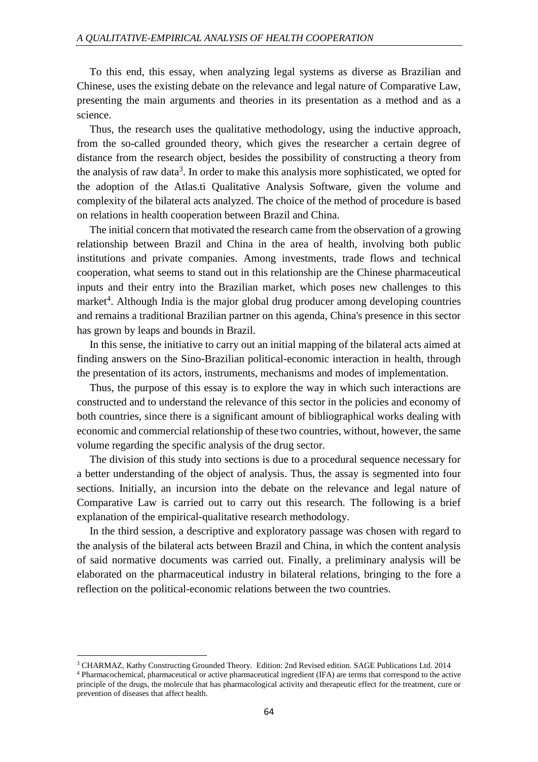To this end, this essay, when analyzing legal systems as diverse as Brazilian and Chinese, uses the existing debate on the relevance and legal nature of Comparative Law, presenting the main arguments and theories in its presentation as a method and as a science.

Thus, the research uses the qualitative methodology, using the inductive approach, from the so-called grounded theory, which gives the researcher a certain degree of distance from the research object, besides the possibility of constructing a theory from the analysis of raw data[3]. In order to make this analysis more sophisticated, we opted for the adoption of the Atlas.ti Qualitative Analysis Software, given the volume and complexity of the bilateral acts analyzed. The choice of the method of procedure is based on relations in health cooperation between Brazil and China.

The initial concern that motivated the research came from the observation of a growing relationship between Brazil and China in the area of health, involving both public institutions and private companies. Among investments, trade flows and technical cooperation, what seems to stand out in this relationship are the Chinese pharmaceutical inputs and their entry into the Brazilian market, which poses new challenges to this market[4]. Although India is the major global drug producer among developing countries and remains a traditional Brazilian partner on this agenda, China's presence in this sector has grown by leaps and bounds in Brazil.

In this sense, the initiative to carry out an initial mapping of the bilateral acts aimed at finding answers on the Sino-Brazilian political-economic interaction in health, through the presentation of its actors, instruments, mechanisms and modes of implementation.

Thus, the purpose of this essay is to explore the way in which such interactions are constructed and to understand the relevance of this sector in the policies and economy of both countries, since there is a significant amount of bibliographical works dealing with economic and commercial relationship of these two countries, without, however, the same volume regarding the specific analysis of the drug sector.

The division of this study into sections is due to a procedural sequence necessary for a better understanding of the object of analysis. Thus, the assay is segmented into four sections. Initially, an incursion into the debate on the relevance and legal nature of Comparative Law is carried out to carry out this research. The following is a brief explanation of the empirical-qualitative research methodology.

In the third session, a descriptive and exploratory passage was chosen with regard to the analysis of the bilateral acts between Brazil and China, in which the content analysis of said normative documents was carried out. Finally, a preliminary analysis will be elaborated on the pharmaceutical industry in bilateral relations, bringing to the fore a reflection on the political-economic relations between the two countries.

---

[3] CHARMAZ, Kathy Constructing Grounded Theory. Edition: 2nd Revised edition. SAGE Publications Ltd. 2014

[4] Pharmacochemical, pharmaceutical or active pharmaceutical ingredient (IFA) are terms that correspond to the active principle of the drugs, the molecule that has pharmacological activity and therapeutic effect for the treatment, cure or prevention of diseases that affect health.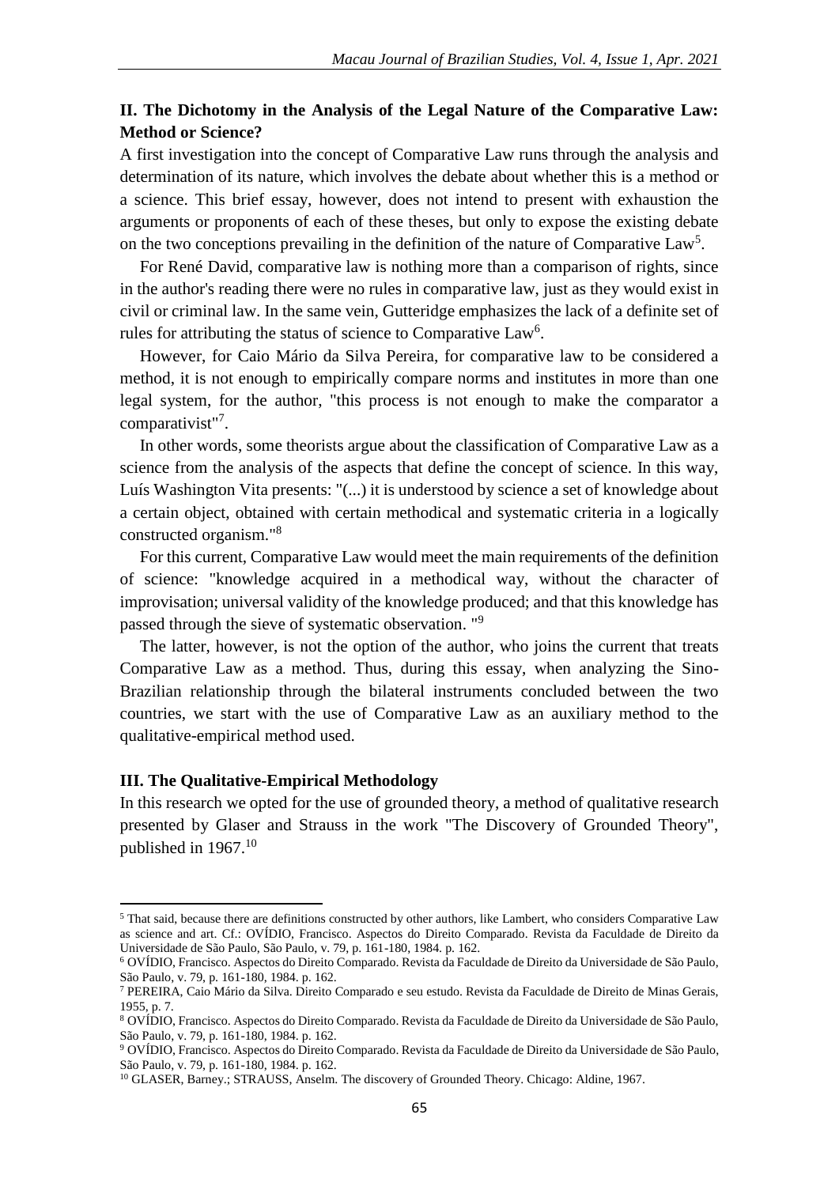## II. The Dichotomy in the Analysis of the Legal Nature of the Comparative Law: Method or Science?

A first investigation into the concept of Comparative Law runs through the analysis and determination of its nature, which involves the debate about whether this is a method or a science. This brief essay, however, does not intend to present with exhaustion the arguments or proponents of each of these theses, but only to expose the existing debate on the two conceptions prevailing in the definition of the nature of Comparative Law[5].

For René David, comparative law is nothing more than a comparison of rights, since in the author's reading there were no rules in comparative law, just as they would exist in civil or criminal law. In the same vein, Gutteridge emphasizes the lack of a definite set of rules for attributing the status of science to Comparative Law[6].

However, for Caio Mário da Silva Pereira, for comparative law to be considered a method, it is not enough to empirically compare norms and institutes in more than one legal system, for the author, "this process is not enough to make the comparator a comparativist"[7].

In other words, some theorists argue about the classification of Comparative Law as a science from the analysis of the aspects that define the concept of science. In this way, Luís Washington Vita presents: "(...) it is understood by science a set of knowledge about a certain object, obtained with certain methodical and systematic criteria in a logically constructed organism."[8]

For this current, Comparative Law would meet the main requirements of the definition of science: "knowledge acquired in a methodical way, without the character of improvisation; universal validity of the knowledge produced; and that this knowledge has passed through the sieve of systematic observation. "[9]

The latter, however, is not the option of the author, who joins the current that treats Comparative Law as a method. Thus, during this essay, when analyzing the Sino-Brazilian relationship through the bilateral instruments concluded between the two countries, we start with the use of Comparative Law as an auxiliary method to the qualitative-empirical method used.

## III. The Qualitative-Empirical Methodology

In this research we opted for the use of grounded theory, a method of qualitative research presented by Glaser and Strauss in the work "The Discovery of Grounded Theory", published in 1967.[10]

---

[5] That said, because there are definitions constructed by other authors, like Lambert, who considers Comparative Law as science and art. Cf.: OVÍDIO, Francisco. Aspectos do Direito Comparado. Revista da Faculdade de Direito da Universidade de São Paulo, São Paulo, v. 79, p. 161-180, 1984. p. 162.

[6] OVÍDIO, Francisco. Aspectos do Direito Comparado. Revista da Faculdade de Direito da Universidade de São Paulo, São Paulo, v. 79, p. 161-180, 1984. p. 162.

[7] PEREIRA, Caio Mário da Silva. Direito Comparado e seu estudo. Revista da Faculdade de Direito de Minas Gerais, 1955, p. 7.

[8] OVÍDIO, Francisco. Aspectos do Direito Comparado. Revista da Faculdade de Direito da Universidade de São Paulo, São Paulo, v. 79, p. 161-180, 1984. p. 162.

[9] OVÍDIO, Francisco. Aspectos do Direito Comparado. Revista da Faculdade de Direito da Universidade de São Paulo, São Paulo, v. 79, p. 161-180, 1984. p. 162.

[10] GLASER, Barney.; STRAUSS, Anselm. The discovery of Grounded Theory. Chicago: Aldine, 1967.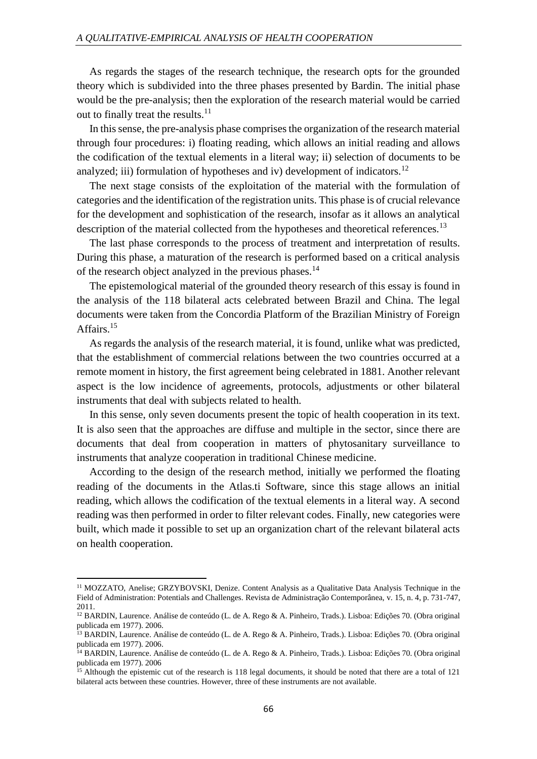As regards the stages of the research technique, the research opts for the grounded theory which is subdivided into the three phases presented by Bardin. The initial phase would be the pre-analysis; then the exploration of the research material would be carried out to finally treat the results.[11]

In this sense, the pre-analysis phase comprises the organization of the research material through four procedures: i) floating reading, which allows an initial reading and allows the codification of the textual elements in a literal way; ii) selection of documents to be analyzed; iii) formulation of hypotheses and iv) development of indicators.[12]

The next stage consists of the exploitation of the material with the formulation of categories and the identification of the registration units. This phase is of crucial relevance for the development and sophistication of the research, insofar as it allows an analytical description of the material collected from the hypotheses and theoretical references.[13]

The last phase corresponds to the process of treatment and interpretation of results. During this phase, a maturation of the research is performed based on a critical analysis of the research object analyzed in the previous phases.[14]

The epistemological material of the grounded theory research of this essay is found in the analysis of the 118 bilateral acts celebrated between Brazil and China. The legal documents were taken from the Concordia Platform of the Brazilian Ministry of Foreign Affairs.[15]

As regards the analysis of the research material, it is found, unlike what was predicted, that the establishment of commercial relations between the two countries occurred at a remote moment in history, the first agreement being celebrated in 1881. Another relevant aspect is the low incidence of agreements, protocols, adjustments or other bilateral instruments that deal with subjects related to health.

In this sense, only seven documents present the topic of health cooperation in its text. It is also seen that the approaches are diffuse and multiple in the sector, since there are documents that deal from cooperation in matters of phytosanitary surveillance to instruments that analyze cooperation in traditional Chinese medicine.

According to the design of the research method, initially we performed the floating reading of the documents in the Atlas.ti Software, since this stage allows an initial reading, which allows the codification of the textual elements in a literal way. A second reading was then performed in order to filter relevant codes. Finally, new categories were built, which made it possible to set up an organization chart of the relevant bilateral acts on health cooperation.

---

[11] MOZZATO, Anelise; GRZYBOVSKI, Denize. Content Analysis as a Qualitative Data Analysis Technique in the Field of Administration: Potentials and Challenges. Revista de Administração Contemporânea, v. 15, n. 4, p. 731-747, 2011.

[12] BARDIN, Laurence. Análise de conteúdo (L. de A. Rego & A. Pinheiro, Trads.). Lisboa: Edições 70. (Obra original publicada em 1977). 2006.

[13] BARDIN, Laurence. Análise de conteúdo (L. de A. Rego & A. Pinheiro, Trads.). Lisboa: Edições 70. (Obra original publicada em 1977). 2006.

[14] BARDIN, Laurence. Análise de conteúdo (L. de A. Rego & A. Pinheiro, Trads.). Lisboa: Edições 70. (Obra original publicada em 1977). 2006

[15] Although the epistemic cut of the research is 118 legal documents, it should be noted that there are a total of 121 bilateral acts between these countries. However, three of these instruments are not available.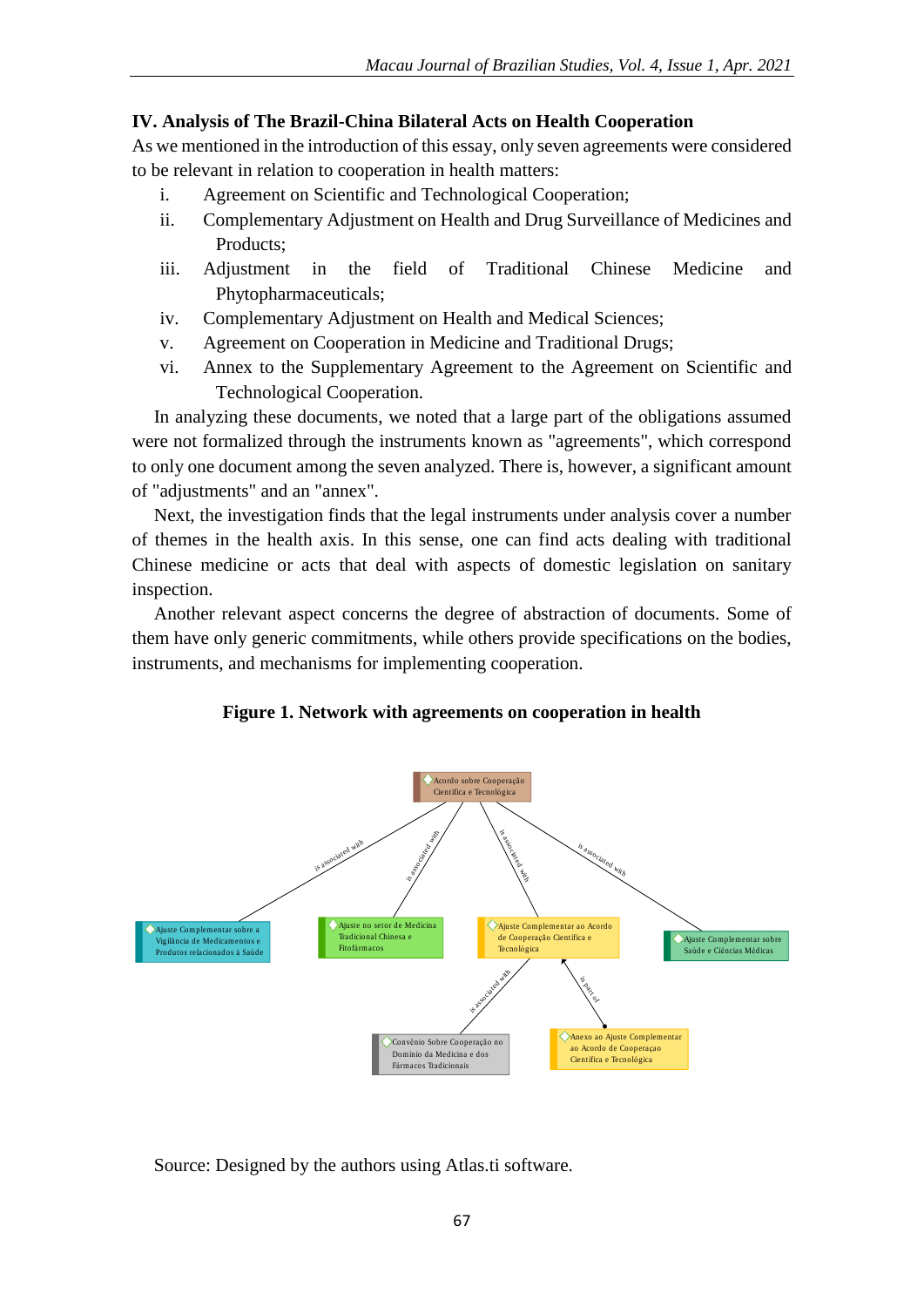## IV. Analysis of The Brazil-China Bilateral Acts on Health Cooperation

As we mentioned in the introduction of this essay, only seven agreements were considered to be relevant in relation to cooperation in health matters:

i. Agreement on Scientific and Technological Cooperation;

ii. Complementary Adjustment on Health and Drug Surveillance of Medicines and Products;

iii. Adjustment in the field of Traditional Chinese Medicine and Phytopharmaceuticals;

iv. Complementary Adjustment on Health and Medical Sciences;

v. Agreement on Cooperation in Medicine and Traditional Drugs;

vi. Annex to the Supplementary Agreement to the Agreement on Scientific and Technological Cooperation.

In analyzing these documents, we noted that a large part of the obligations assumed were not formalized through the instruments known as "agreements", which correspond to only one document among the seven analyzed. There is, however, a significant amount of "adjustments" and an "annex".

Next, the investigation finds that the legal instruments under analysis cover a number of themes in the health axis. In this sense, one can find acts dealing with traditional Chinese medicine or acts that deal with aspects of domestic legislation on sanitary inspection.

Another relevant aspect concerns the degree of abstraction of documents. Some of them have only generic commitments, while others provide specifications on the bodies, instruments, and mechanisms for implementing cooperation.

**Figure 1. Network with agreements on cooperation in health**

Source: Designed by the authors using Atlas.ti software.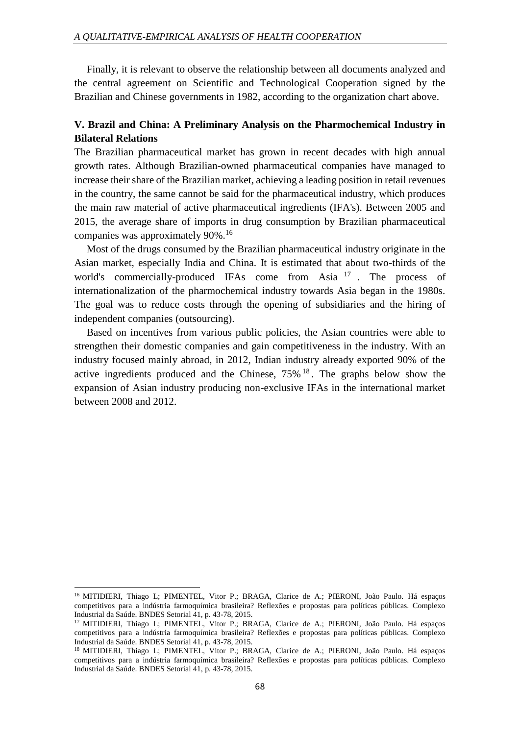Finally, it is relevant to observe the relationship between all documents analyzed and the central agreement on Scientific and Technological Cooperation signed by the Brazilian and Chinese governments in 1982, according to the organization chart above.

## V. Brazil and China: A Preliminary Analysis on the Pharmochemical Industry in Bilateral Relations

The Brazilian pharmaceutical market has grown in recent decades with high annual growth rates. Although Brazilian-owned pharmaceutical companies have managed to increase their share of the Brazilian market, achieving a leading position in retail revenues in the country, the same cannot be said for the pharmaceutical industry, which produces the main raw material of active pharmaceutical ingredients (IFA's). Between 2005 and 2015, the average share of imports in drug consumption by Brazilian pharmaceutical companies was approximately 90%.[16]

Most of the drugs consumed by the Brazilian pharmaceutical industry originate in the Asian market, especially India and China. It is estimated that about two-thirds of the world's commercially-produced IFAs come from Asia [17]. The process of internationalization of the pharmochemical industry towards Asia began in the 1980s. The goal was to reduce costs through the opening of subsidiaries and the hiring of independent companies (outsourcing).

Based on incentives from various public policies, the Asian countries were able to strengthen their domestic companies and gain competitiveness in the industry. With an industry focused mainly abroad, in 2012, Indian industry already exported 90% of the active ingredients produced and the Chinese, 75%[18]. The graphs below show the expansion of Asian industry producing non-exclusive IFAs in the international market between 2008 and 2012.

---

[16] MITIDIERI, Thiago L; PIMENTEL, Vitor P.; BRAGA, Clarice de A.; PIERONI, João Paulo. Há espaços competitivos para a indústria farmoquímica brasileira? Reflexões e propostas para políticas públicas. Complexo Industrial da Saúde. BNDES Setorial 41, p. 43-78, 2015.

[17] MITIDIERI, Thiago L; PIMENTEL, Vitor P.; BRAGA, Clarice de A.; PIERONI, João Paulo. Há espaços competitivos para a indústria farmoquímica brasileira? Reflexões e propostas para políticas públicas. Complexo Industrial da Saúde. BNDES Setorial 41, p. 43-78, 2015.

[18] MITIDIERI, Thiago L; PIMENTEL, Vitor P.; BRAGA, Clarice de A.; PIERONI, João Paulo. Há espaços competitivos para a indústria farmoquímica brasileira? Reflexões e propostas para políticas públicas. Complexo Industrial da Saúde. BNDES Setorial 41, p. 43-78, 2015.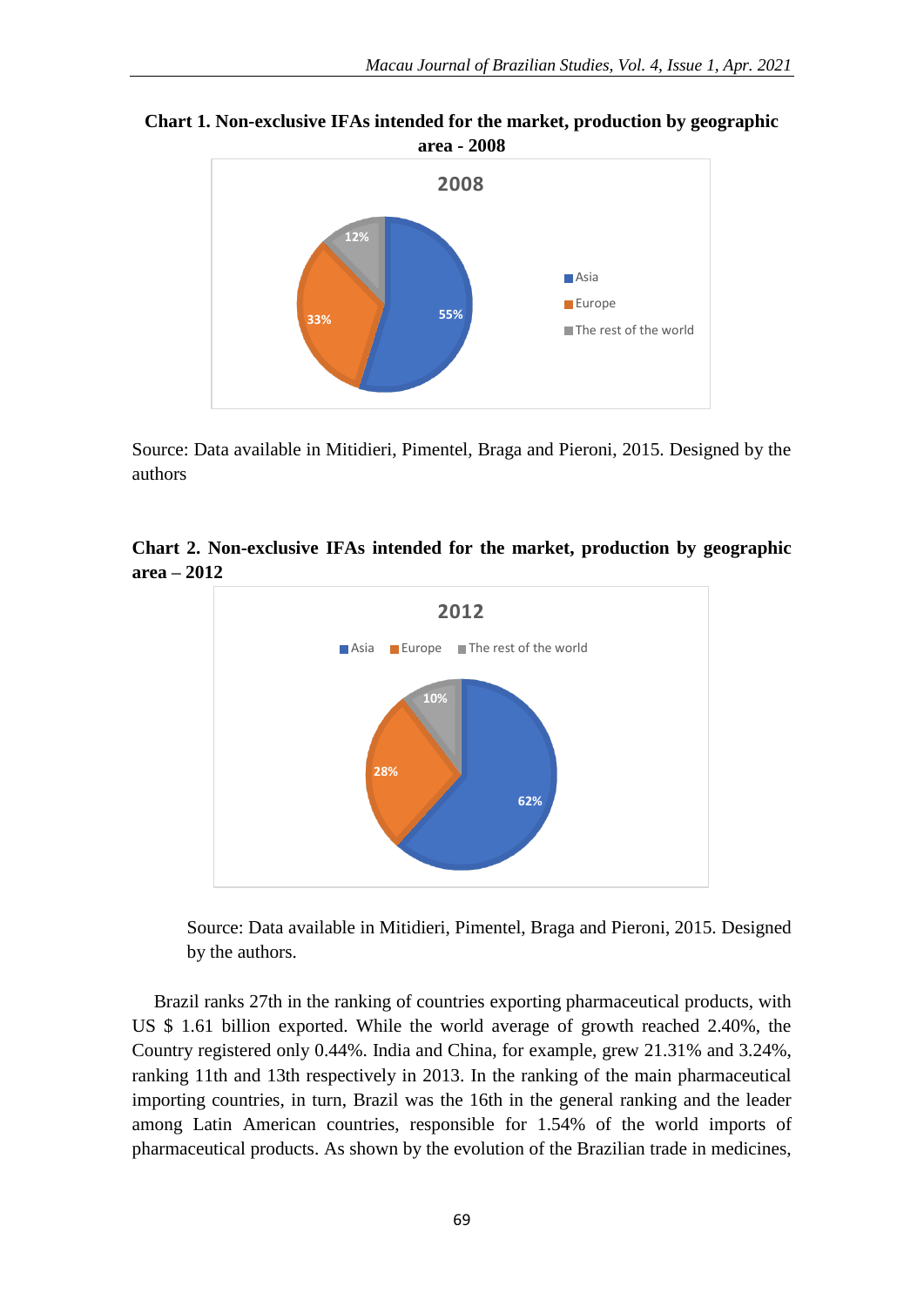**Chart 1. Non-exclusive IFAs intended for the market, production by geographic area - 2008**

2008

- Asia: 55%
- Europe: 33%
- The rest of the world: 12%

Source: Data available in Mitidieri, Pimentel, Braga and Pieroni, 2015. Designed by the authors

**Chart 2. Non-exclusive IFAs intended for the market, production by geographic area – 2012**

2012

- Asia: 62%
- Europe: 28%
- The rest of the world: 10%

Source: Data available in Mitidieri, Pimentel, Braga and Pieroni, 2015. Designed by the authors.

Brazil ranks 27th in the ranking of countries exporting pharmaceutical products, with US $ 1.61 billion exported. While the world average of growth reached 2.40%, the Country registered only 0.44%. India and China, for example, grew 21.31% and 3.24%, ranking 11th and 13th respectively in 2013. In the ranking of the main pharmaceutical importing countries, in turn, Brazil was the 16th in the general ranking and the leader among Latin American countries, responsible for 1.54% of the world imports of pharmaceutical products. As shown by the evolution of the Brazilian trade in medicines,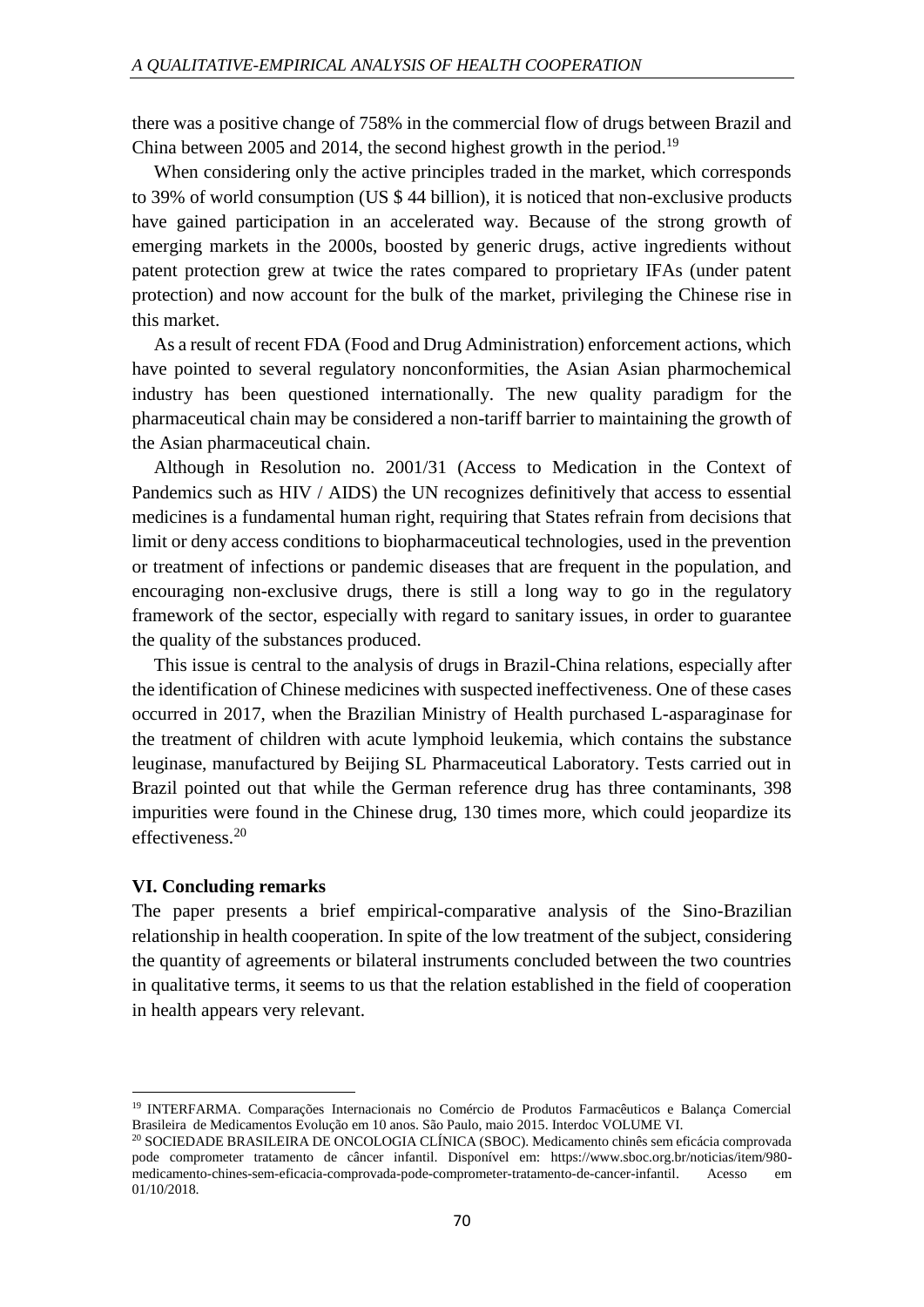there was a positive change of 758% in the commercial flow of drugs between Brazil and China between 2005 and 2014, the second highest growth in the period.[19]

When considering only the active principles traded in the market, which corresponds to 39% of world consumption (US $ 44 billion), it is noticed that non-exclusive products have gained participation in an accelerated way. Because of the strong growth of emerging markets in the 2000s, boosted by generic drugs, active ingredients without patent protection grew at twice the rates compared to proprietary IFAs (under patent protection) and now account for the bulk of the market, privileging the Chinese rise in this market.

As a result of recent FDA (Food and Drug Administration) enforcement actions, which have pointed to several regulatory nonconformities, the Asian Asian pharmochemical industry has been questioned internationally. The new quality paradigm for the pharmaceutical chain may be considered a non-tariff barrier to maintaining the growth of the Asian pharmaceutical chain.

Although in Resolution no. 2001/31 (Access to Medication in the Context of Pandemics such as HIV / AIDS) the UN recognizes definitively that access to essential medicines is a fundamental human right, requiring that States refrain from decisions that limit or deny access conditions to biopharmaceutical technologies, used in the prevention or treatment of infections or pandemic diseases that are frequent in the population, and encouraging non-exclusive drugs, there is still a long way to go in the regulatory framework of the sector, especially with regard to sanitary issues, in order to guarantee the quality of the substances produced.

This issue is central to the analysis of drugs in Brazil-China relations, especially after the identification of Chinese medicines with suspected ineffectiveness. One of these cases occurred in 2017, when the Brazilian Ministry of Health purchased L-asparaginase for the treatment of children with acute lymphoid leukemia, which contains the substance leuginase, manufactured by Beijing SL Pharmaceutical Laboratory. Tests carried out in Brazil pointed out that while the German reference drug has three contaminants, 398 impurities were found in the Chinese drug, 130 times more, which could jeopardize its effectiveness.[20]

## VI. Concluding remarks

The paper presents a brief empirical-comparative analysis of the Sino-Brazilian relationship in health cooperation. In spite of the low treatment of the subject, considering the quantity of agreements or bilateral instruments concluded between the two countries in qualitative terms, it seems to us that the relation established in the field of cooperation in health appears very relevant.

---

[19] INTERFARMA. Comparações Internacionais no Comércio de Produtos Farmacêuticos e Balança Comercial Brasileira de Medicamentos Evolução em 10 anos. São Paulo, maio 2015. Interdoc VOLUME VI.

[20] SOCIEDADE BRASILEIRA DE ONCOLOGIA CLÍNICA (SBOC). Medicamento chinês sem eficácia comprovada pode comprometer tratamento de câncer infantil. Disponível em: https://www.sboc.org.br/noticias/item/980-medicamento-chines-sem-eficacia-comprovada-pode-comprometer-tratamento-de-cancer-infantil. Acesso em 01/10/2018.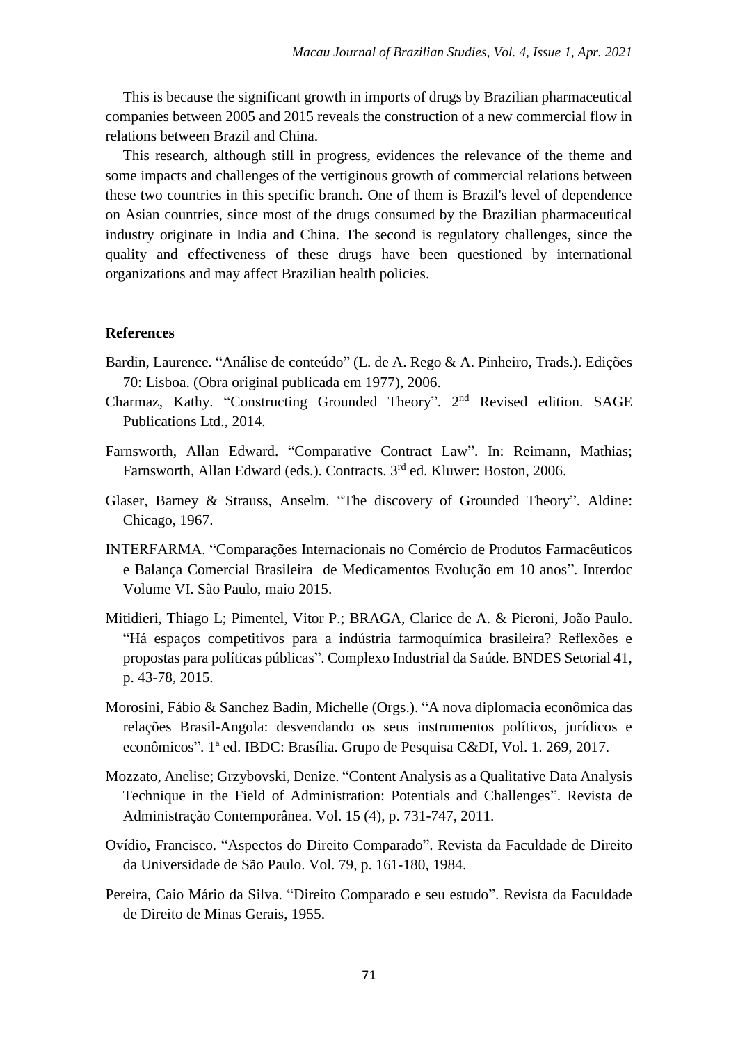This is because the significant growth in imports of drugs by Brazilian pharmaceutical companies between 2005 and 2015 reveals the construction of a new commercial flow in relations between Brazil and China.

This research, although still in progress, evidences the relevance of the theme and some impacts and challenges of the vertiginous growth of commercial relations between these two countries in this specific branch. One of them is Brazil's level of dependence on Asian countries, since most of the drugs consumed by the Brazilian pharmaceutical industry originate in India and China. The second is regulatory challenges, since the quality and effectiveness of these drugs have been questioned by international organizations and may affect Brazilian health policies.

**References**

Bardin, Laurence. "Análise de conteúdo" (L. de A. Rego & A. Pinheiro, Trads.). Edições 70: Lisboa. (Obra original publicada em 1977), 2006.

Charmaz, Kathy. "Constructing Grounded Theory". 2nd Revised edition. SAGE Publications Ltd., 2014.

Farnsworth, Allan Edward. "Comparative Contract Law". In: Reimann, Mathias; Farnsworth, Allan Edward (eds.). Contracts. 3rd ed. Kluwer: Boston, 2006.

Glaser, Barney & Strauss, Anselm. "The discovery of Grounded Theory". Aldine: Chicago, 1967.

INTERFARMA. "Comparações Internacionais no Comércio de Produtos Farmacêuticos e Balança Comercial Brasileira de Medicamentos Evolução em 10 anos". Interdoc Volume VI. São Paulo, maio 2015.

Mitidieri, Thiago L; Pimentel, Vitor P.; BRAGA, Clarice de A. & Pieroni, João Paulo. "Há espaços competitivos para a indústria farmoquímica brasileira? Reflexões e propostas para políticas públicas". Complexo Industrial da Saúde. BNDES Setorial 41, p. 43-78, 2015.

Morosini, Fábio & Sanchez Badin, Michelle (Orgs.). "A nova diplomacia econômica das relações Brasil-Angola: desvendando os seus instrumentos políticos, jurídicos e econômicos". 1ª ed. IBDC: Brasília. Grupo de Pesquisa C&DI, Vol. 1. 269, 2017.

Mozzato, Anelise; Grzybovski, Denize. "Content Analysis as a Qualitative Data Analysis Technique in the Field of Administration: Potentials and Challenges". Revista de Administração Contemporânea. Vol. 15 (4), p. 731-747, 2011.

Ovídio, Francisco. "Aspectos do Direito Comparado". Revista da Faculdade de Direito da Universidade de São Paulo. Vol. 79, p. 161-180, 1984.

Pereira, Caio Mário da Silva. "Direito Comparado e seu estudo". Revista da Faculdade de Direito de Minas Gerais, 1955.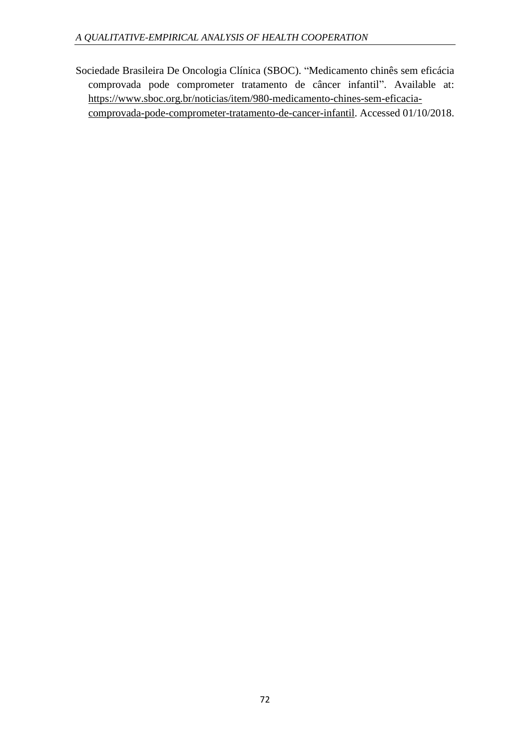Sociedade Brasileira De Oncologia Clínica (SBOC). “Medicamento chinês sem eficácia comprovada pode comprometer tratamento de câncer infantil”. Available at: https://www.sboc.org.br/noticias/item/980-medicamento-chines-sem-eficacia-comprovada-pode-comprometer-tratamento-de-cancer-infantil. Accessed 01/10/2018.